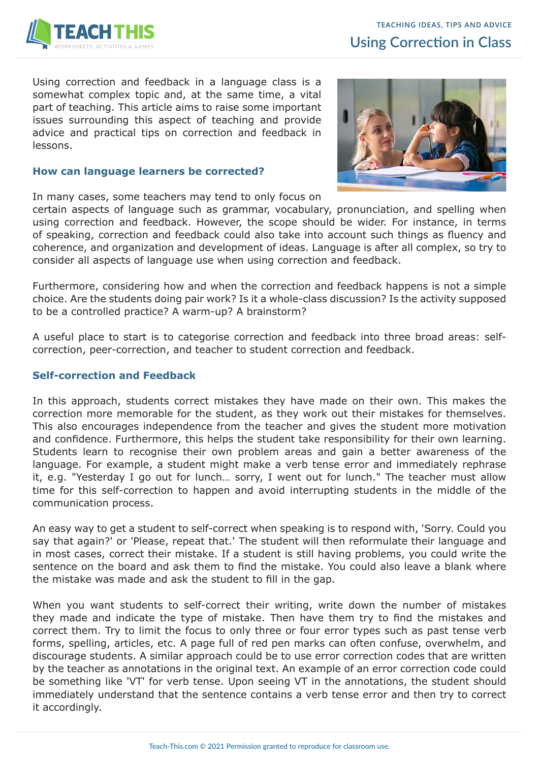# Using Correction in Class

Using correction and feedback in a language class is a somewhat complex topic and, at the same time, a vital part of teaching. This article aims to raise some important issues surrounding this aspect of teaching and provide advice and practical tips on correction and feedback in lessons.

## How can language learners be corrected?

In many cases, some teachers may tend to only focus on certain aspects of language such as grammar, vocabulary, pronunciation, and spelling when using correction and feedback. However, the scope should be wider. For instance, in terms of speaking, correction and feedback could also take into account such things as fluency and coherence, and organization and development of ideas. Language is after all complex, so try to consider all aspects of language use when using correction and feedback.

Furthermore, considering how and when the correction and feedback happens is not a simple choice. Are the students doing pair work? Is it a whole-class discussion? Is the activity supposed to be a controlled practice? A warm-up? A brainstorm?

A useful place to start is to categorise correction and feedback into three broad areas: self-correction, peer-correction, and teacher to student correction and feedback.

## Self-correction and Feedback

In this approach, students correct mistakes they have made on their own. This makes the correction more memorable for the student, as they work out their mistakes for themselves. This also encourages independence from the teacher and gives the student more motivation and confidence. Furthermore, this helps the student take responsibility for their own learning. Students learn to recognise their own problem areas and gain a better awareness of the language. For example, a student might make a verb tense error and immediately rephrase it, e.g. "Yesterday I go out for lunch… sorry, I went out for lunch." The teacher must allow time for this self-correction to happen and avoid interrupting students in the middle of the communication process.

An easy way to get a student to self-correct when speaking is to respond with, 'Sorry. Could you say that again?' or 'Please, repeat that.' The student will then reformulate their language and in most cases, correct their mistake. If a student is still having problems, you could write the sentence on the board and ask them to find the mistake. You could also leave a blank where the mistake was made and ask the student to fill in the gap.

When you want students to self-correct their writing, write down the number of mistakes they made and indicate the type of mistake. Then have them try to find the mistakes and correct them. Try to limit the focus to only three or four error types such as past tense verb forms, spelling, articles, etc. A page full of red pen marks can often confuse, overwhelm, and discourage students. A similar approach could be to use error correction codes that are written by the teacher as annotations in the original text. An example of an error correction code could be something like 'VT' for verb tense. Upon seeing VT in the annotations, the student should immediately understand that the sentence contains a verb tense error and then try to correct it accordingly.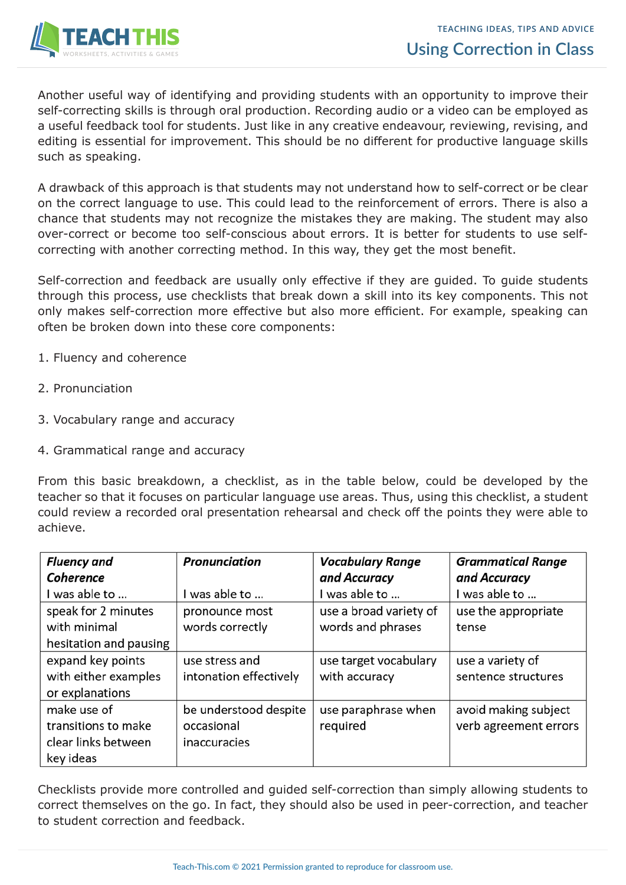Another useful way of identifying and providing students with an opportunity to improve their self-correcting skills is through oral production. Recording audio or a video can be employed as a useful feedback tool for students. Just like in any creative endeavour, reviewing, revising, and editing is essential for improvement. This should be no different for productive language skills such as speaking.

A drawback of this approach is that students may not understand how to self-correct or be clear on the correct language to use. This could lead to the reinforcement of errors. There is also a chance that students may not recognize the mistakes they are making. The student may also over-correct or become too self-conscious about errors. It is better for students to use self-correcting with another correcting method. In this way, they get the most benefit.

Self-correction and feedback are usually only effective if they are guided. To guide students through this process, use checklists that break down a skill into its key components. This not only makes self-correction more effective but also more efficient. For example, speaking can often be broken down into these core components:

1. Fluency and coherence

2. Pronunciation

3. Vocabulary range and accuracy

4. Grammatical range and accuracy

From this basic breakdown, a checklist, as in the table below, could be developed by the teacher so that it focuses on particular language use areas. Thus, using this checklist, a student could review a recorded oral presentation rehearsal and check off the points they were able to achieve.

| ***Fluency and Coherence*** I was able to ... | ***Pronunciation*** I was able to ... | ***Vocabulary Range and Accuracy*** I was able to ... | ***Grammatical Range and Accuracy*** I was able to ... |
|---|---|---|---|
| speak for 2 minutes with minimal hesitation and pausing | pronounce most words correctly | use a broad variety of words and phrases | use the appropriate tense |
| expand key points with either examples or explanations | use stress and intonation effectively | use target vocabulary with accuracy | use a variety of sentence structures |
| make use of transitions to make clear links between key ideas | be understood despite occasional inaccuracies | use paraphrase when required | avoid making subject verb agreement errors |

Checklists provide more controlled and guided self-correction than simply allowing students to correct themselves on the go. In fact, they should also be used in peer-correction, and teacher to student correction and feedback.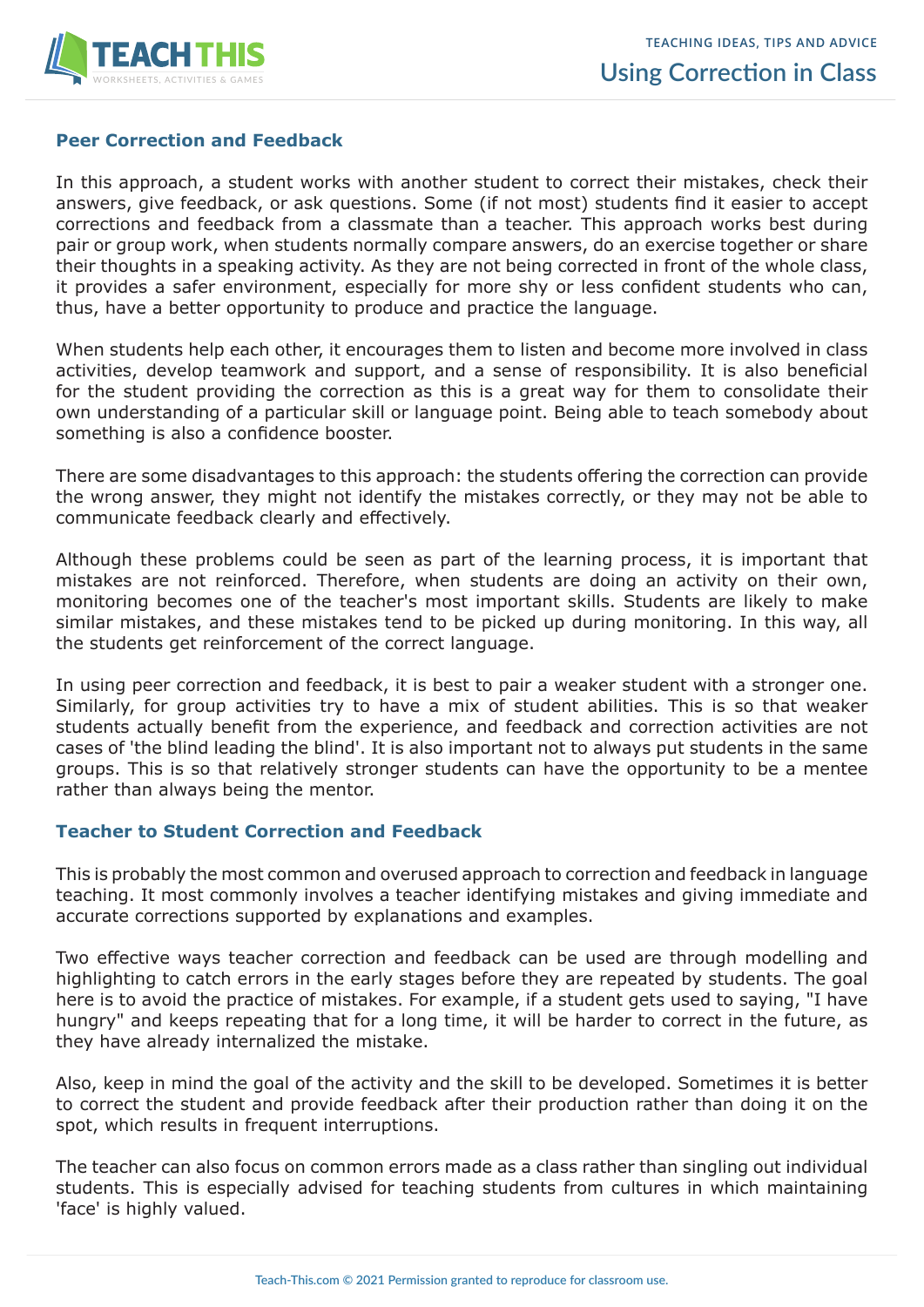## Peer Correction and Feedback

In this approach, a student works with another student to correct their mistakes, check their answers, give feedback, or ask questions. Some (if not most) students find it easier to accept corrections and feedback from a classmate than a teacher. This approach works best during pair or group work, when students normally compare answers, do an exercise together or share their thoughts in a speaking activity. As they are not being corrected in front of the whole class, it provides a safer environment, especially for more shy or less confident students who can, thus, have a better opportunity to produce and practice the language.

When students help each other, it encourages them to listen and become more involved in class activities, develop teamwork and support, and a sense of responsibility. It is also beneficial for the student providing the correction as this is a great way for them to consolidate their own understanding of a particular skill or language point. Being able to teach somebody about something is also a confidence booster.

There are some disadvantages to this approach: the students offering the correction can provide the wrong answer, they might not identify the mistakes correctly, or they may not be able to communicate feedback clearly and effectively.

Although these problems could be seen as part of the learning process, it is important that mistakes are not reinforced. Therefore, when students are doing an activity on their own, monitoring becomes one of the teacher's most important skills. Students are likely to make similar mistakes, and these mistakes tend to be picked up during monitoring. In this way, all the students get reinforcement of the correct language.

In using peer correction and feedback, it is best to pair a weaker student with a stronger one. Similarly, for group activities try to have a mix of student abilities. This is so that weaker students actually benefit from the experience, and feedback and correction activities are not cases of 'the blind leading the blind'. It is also important not to always put students in the same groups. This is so that relatively stronger students can have the opportunity to be a mentee rather than always being the mentor.

## Teacher to Student Correction and Feedback

This is probably the most common and overused approach to correction and feedback in language teaching. It most commonly involves a teacher identifying mistakes and giving immediate and accurate corrections supported by explanations and examples.

Two effective ways teacher correction and feedback can be used are through modelling and highlighting to catch errors in the early stages before they are repeated by students. The goal here is to avoid the practice of mistakes. For example, if a student gets used to saying, "I have hungry" and keeps repeating that for a long time, it will be harder to correct in the future, as they have already internalized the mistake.

Also, keep in mind the goal of the activity and the skill to be developed. Sometimes it is better to correct the student and provide feedback after their production rather than doing it on the spot, which results in frequent interruptions.

The teacher can also focus on common errors made as a class rather than singling out individual students. This is especially advised for teaching students from cultures in which maintaining 'face' is highly valued.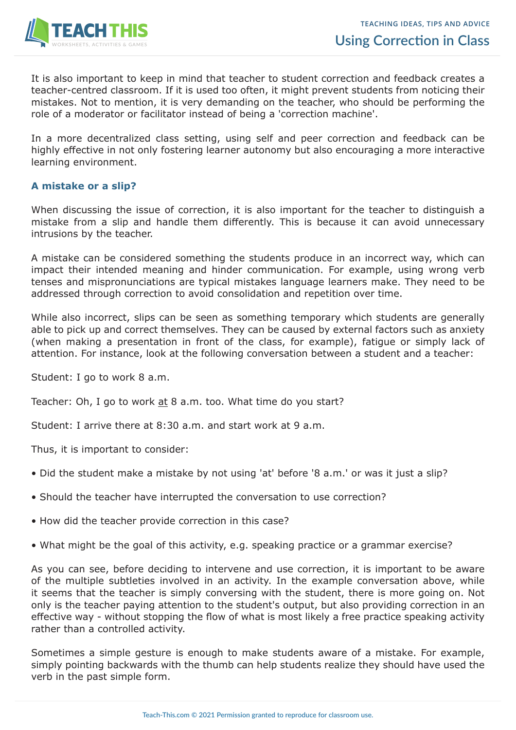It is also important to keep in mind that teacher to student correction and feedback creates a teacher-centred classroom. If it is used too often, it might prevent students from noticing their mistakes. Not to mention, it is very demanding on the teacher, who should be performing the role of a moderator or facilitator instead of being a 'correction machine'.

In a more decentralized class setting, using self and peer correction and feedback can be highly effective in not only fostering learner autonomy but also encouraging a more interactive learning environment.

### A mistake or a slip?

When discussing the issue of correction, it is also important for the teacher to distinguish a mistake from a slip and handle them differently. This is because it can avoid unnecessary intrusions by the teacher.

A mistake can be considered something the students produce in an incorrect way, which can impact their intended meaning and hinder communication. For example, using wrong verb tenses and mispronunciations are typical mistakes language learners make. They need to be addressed through correction to avoid consolidation and repetition over time.

While also incorrect, slips can be seen as something temporary which students are generally able to pick up and correct themselves. They can be caused by external factors such as anxiety (when making a presentation in front of the class, for example), fatigue or simply lack of attention. For instance, look at the following conversation between a student and a teacher:

Student: I go to work 8 a.m.

Teacher: Oh, I go to work <u>at</u> 8 a.m. too. What time do you start?

Student: I arrive there at 8:30 a.m. and start work at 9 a.m.

Thus, it is important to consider:

- Did the student make a mistake by not using 'at' before '8 a.m.' or was it just a slip?
- Should the teacher have interrupted the conversation to use correction?
- How did the teacher provide correction in this case?
- What might be the goal of this activity, e.g. speaking practice or a grammar exercise?

As you can see, before deciding to intervene and use correction, it is important to be aware of the multiple subtleties involved in an activity. In the example conversation above, while it seems that the teacher is simply conversing with the student, there is more going on. Not only is the teacher paying attention to the student's output, but also providing correction in an effective way - without stopping the flow of what is most likely a free practice speaking activity rather than a controlled activity.

Sometimes a simple gesture is enough to make students aware of a mistake. For example, simply pointing backwards with the thumb can help students realize they should have used the verb in the past simple form.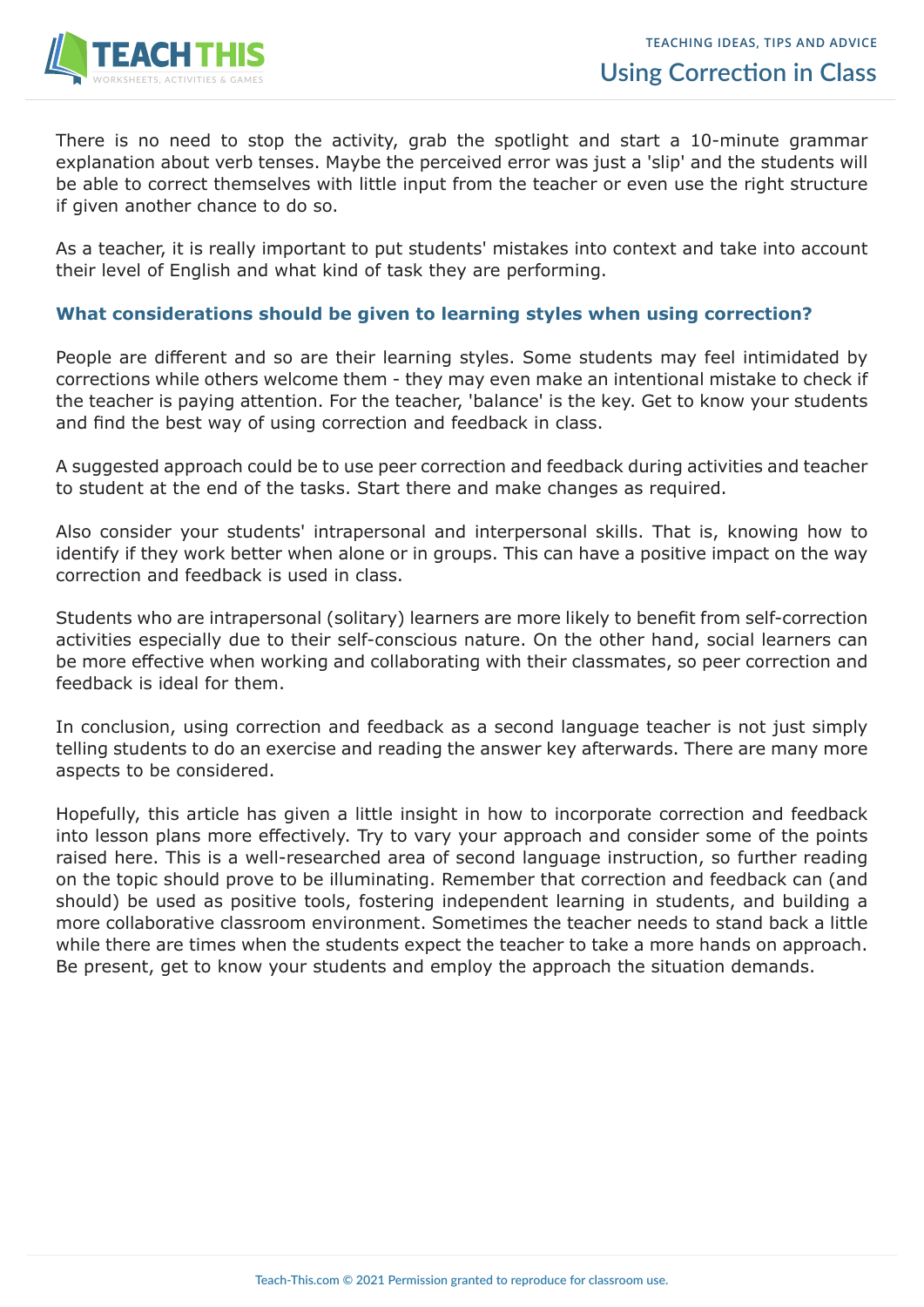There is no need to stop the activity, grab the spotlight and start a 10-minute grammar explanation about verb tenses. Maybe the perceived error was just a 'slip' and the students will be able to correct themselves with little input from the teacher or even use the right structure if given another chance to do so.

As a teacher, it is really important to put students' mistakes into context and take into account their level of English and what kind of task they are performing.

### What considerations should be given to learning styles when using correction?

People are different and so are their learning styles. Some students may feel intimidated by corrections while others welcome them - they may even make an intentional mistake to check if the teacher is paying attention. For the teacher, 'balance' is the key. Get to know your students and find the best way of using correction and feedback in class.

A suggested approach could be to use peer correction and feedback during activities and teacher to student at the end of the tasks. Start there and make changes as required.

Also consider your students' intrapersonal and interpersonal skills. That is, knowing how to identify if they work better when alone or in groups. This can have a positive impact on the way correction and feedback is used in class.

Students who are intrapersonal (solitary) learners are more likely to benefit from self-correction activities especially due to their self-conscious nature. On the other hand, social learners can be more effective when working and collaborating with their classmates, so peer correction and feedback is ideal for them.

In conclusion, using correction and feedback as a second language teacher is not just simply telling students to do an exercise and reading the answer key afterwards. There are many more aspects to be considered.

Hopefully, this article has given a little insight in how to incorporate correction and feedback into lesson plans more effectively. Try to vary your approach and consider some of the points raised here. This is a well-researched area of second language instruction, so further reading on the topic should prove to be illuminating. Remember that correction and feedback can (and should) be used as positive tools, fostering independent learning in students, and building a more collaborative classroom environment. Sometimes the teacher needs to stand back a little while there are times when the students expect the teacher to take a more hands on approach. Be present, get to know your students and employ the approach the situation demands.